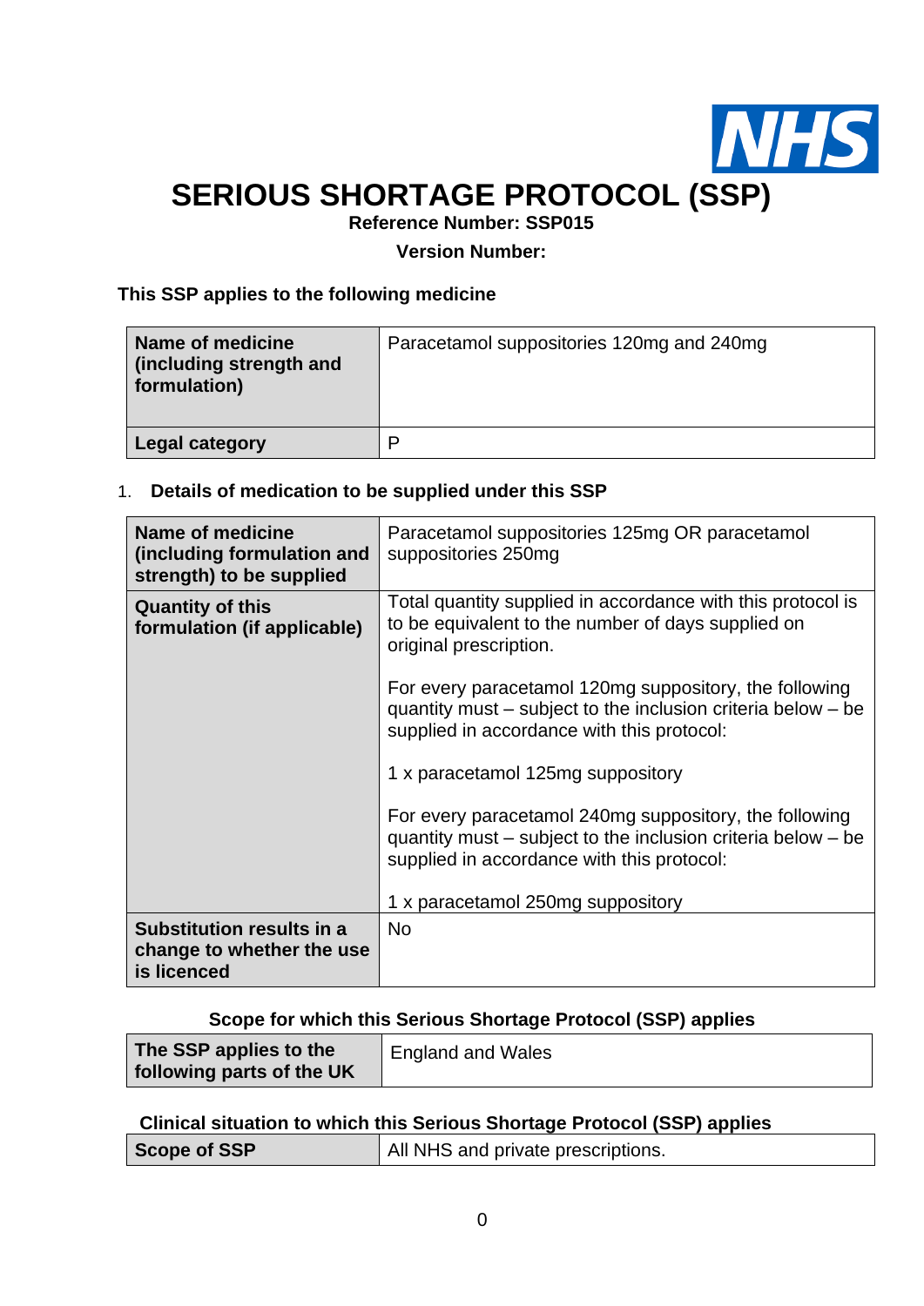# SERIOUS SHORTAGE PROTOCOL (SSP)

**Reference Number: SSP015**

**Version Number:**

**This SSP applies to the following medicine**

| | |
|---|---|
| **Name of medicine (including strength and formulation)** | Paracetamol suppositories 120mg and 240mg |
| **Legal category** | P |

1. **Details of medication to be supplied under this SSP**

| | |
|---|---|
| **Name of medicine (including formulation and strength) to be supplied** | Paracetamol suppositories 125mg OR paracetamol suppositories 250mg |
| **Quantity of this formulation (if applicable)** | Total quantity supplied in accordance with this protocol is to be equivalent to the number of days supplied on original prescription.<br><br>For every paracetamol 120mg suppository, the following quantity must – subject to the inclusion criteria below – be supplied in accordance with this protocol:<br><br>1 x paracetamol 125mg suppository<br><br>For every paracetamol 240mg suppository, the following quantity must – subject to the inclusion criteria below – be supplied in accordance with this protocol:<br><br>1 x paracetamol 250mg suppository |
| **Substitution results in a change to whether the use is licenced** | No |

**Scope for which this Serious Shortage Protocol (SSP) applies**

| | |
|---|---|
| **The SSP applies to the following parts of the UK** | England and Wales |

**Clinical situation to which this Serious Shortage Protocol (SSP) applies**

| | |
|---|---|
| **Scope of SSP** | All NHS and private prescriptions. |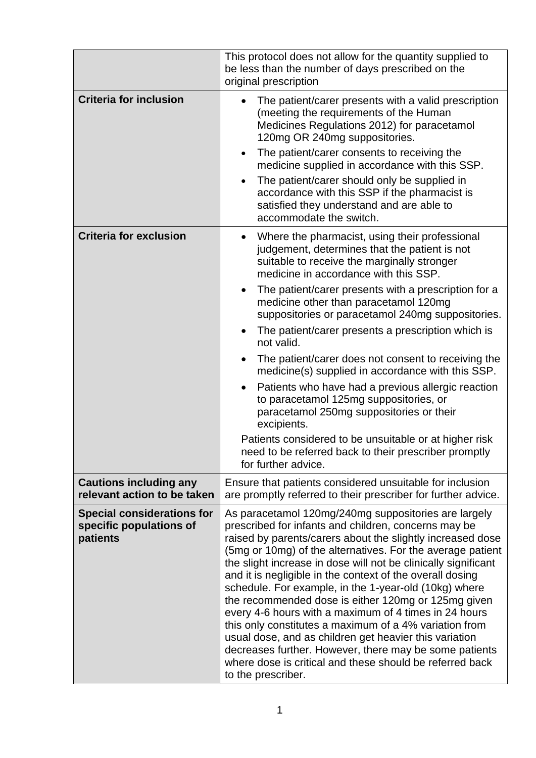| | |
|---|---|
| | This protocol does not allow for the quantity supplied to be less than the number of days prescribed on the original prescription |
| **Criteria for inclusion** | • The patient/carer presents with a valid prescription (meeting the requirements of the Human Medicines Regulations 2012) for paracetamol 120mg OR 240mg suppositories.<br>• The patient/carer consents to receiving the medicine supplied in accordance with this SSP.<br>• The patient/carer should only be supplied in accordance with this SSP if the pharmacist is satisfied they understand and are able to accommodate the switch. |
| **Criteria for exclusion** | • Where the pharmacist, using their professional judgement, determines that the patient is not suitable to receive the marginally stronger medicine in accordance with this SSP.<br>• The patient/carer presents with a prescription for a medicine other than paracetamol 120mg suppositories or paracetamol 240mg suppositories.<br>• The patient/carer presents a prescription which is not valid.<br>• The patient/carer does not consent to receiving the medicine(s) supplied in accordance with this SSP.<br>• Patients who have had a previous allergic reaction to paracetamol 125mg suppositories, or paracetamol 250mg suppositories or their excipients.<br>Patients considered to be unsuitable or at higher risk need to be referred back to their prescriber promptly for further advice. |
| **Cautions including any relevant action to be taken** | Ensure that patients considered unsuitable for inclusion are promptly referred to their prescriber for further advice. |
| **Special considerations for specific populations of patients** | As paracetamol 120mg/240mg suppositories are largely prescribed for infants and children, concerns may be raised by parents/carers about the slightly increased dose (5mg or 10mg) of the alternatives. For the average patient the slight increase in dose will not be clinically significant and it is negligible in the context of the overall dosing schedule. For example, in the 1-year-old (10kg) where the recommended dose is either 120mg or 125mg given every 4-6 hours with a maximum of 4 times in 24 hours this only constitutes a maximum of a 4% variation from usual dose, and as children get heavier this variation decreases further. However, there may be some patients where dose is critical and these should be referred back to the prescriber. |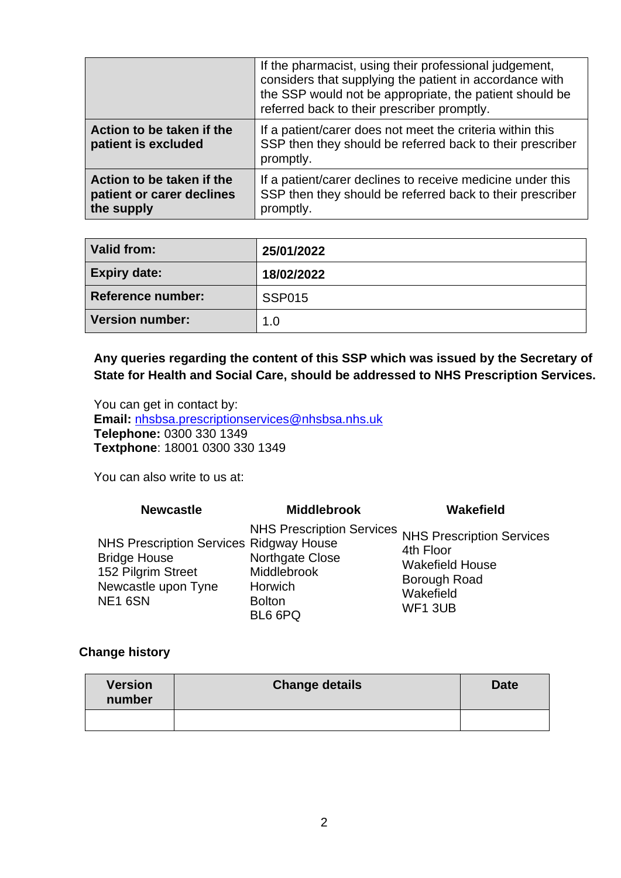| | |
|---|---|
| | If the pharmacist, using their professional judgement, considers that supplying the patient in accordance with the SSP would not be appropriate, the patient should be referred back to their prescriber promptly. |
| **Action to be taken if the patient is excluded** | If a patient/carer does not meet the criteria within this SSP then they should be referred back to their prescriber promptly. |
| **Action to be taken if the patient or carer declines the supply** | If a patient/carer declines to receive medicine under this SSP then they should be referred back to their prescriber promptly. |

| | |
|---|---|
| **Valid from:** | **25/01/2022** |
| **Expiry date:** | **18/02/2022** |
| **Reference number:** | SSP015 |
| **Version number:** | 1.0 |

**Any queries regarding the content of this SSP which was issued by the Secretary of State for Health and Social Care, should be addressed to NHS Prescription Services.**

You can get in contact by:
**Email:** nhsbsa.prescriptionservices@nhsbsa.nhs.uk
**Telephone:** 0300 330 1349
**Textphone**: 18001 0300 330 1349

You can also write to us at:

| Newcastle | Middlebrook | Wakefield |
|---|---|---|
| NHS Prescription Services<br>Bridge House<br>152 Pilgrim Street<br>Newcastle upon Tyne<br>NE1 6SN | NHS Prescription Services<br>Ridgway House<br>Northgate Close<br>Middlebrook<br>Horwich<br>Bolton<br>BL6 6PQ | NHS Prescription Services<br>4th Floor<br>Wakefield House<br>Borough Road<br>Wakefield<br>WF1 3UB |

**Change history**

| Version number | Change details | Date |
|---|---|---|
| | | |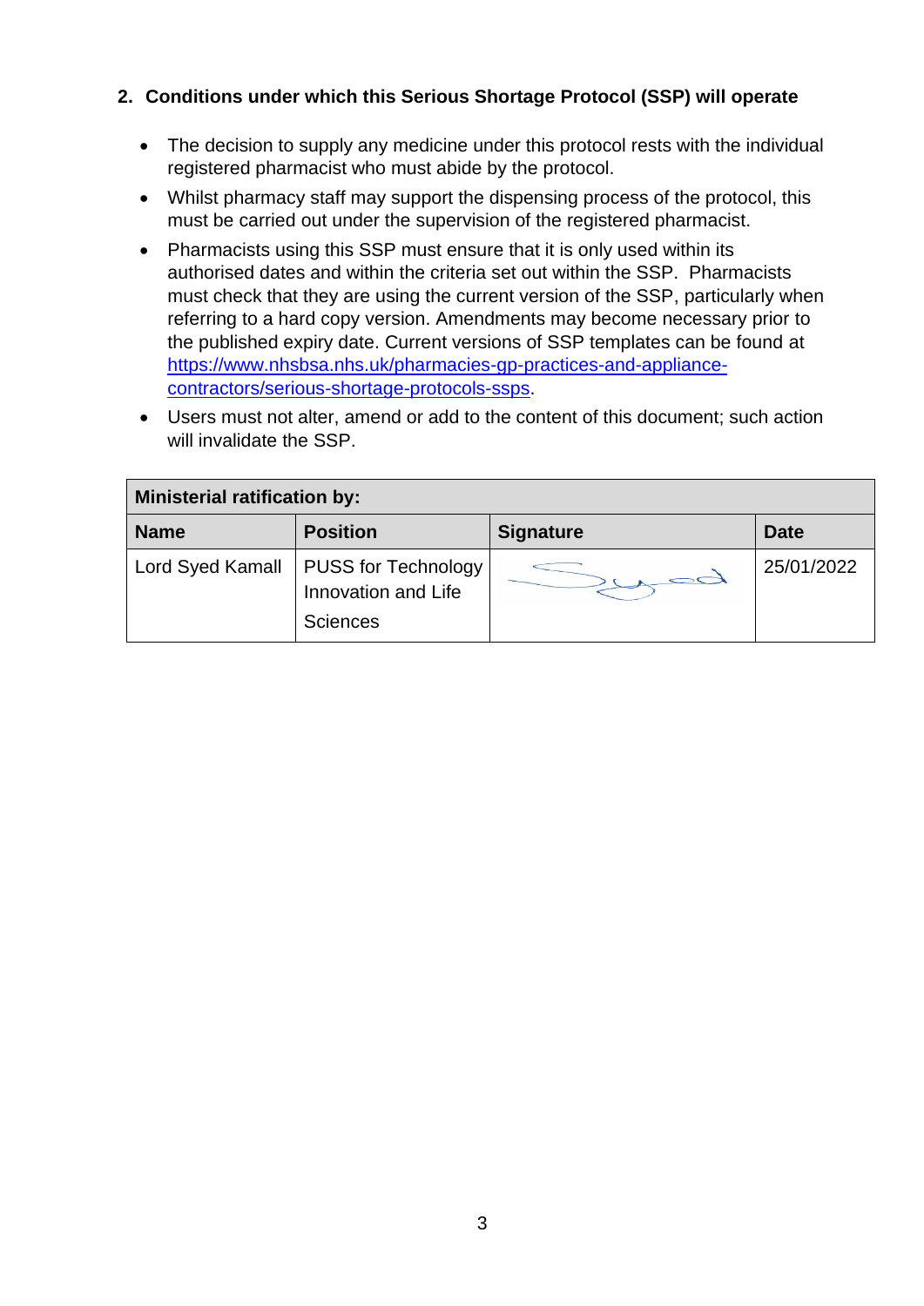## 2. Conditions under which this Serious Shortage Protocol (SSP) will operate

- The decision to supply any medicine under this protocol rests with the individual registered pharmacist who must abide by the protocol.
- Whilst pharmacy staff may support the dispensing process of the protocol, this must be carried out under the supervision of the registered pharmacist.
- Pharmacists using this SSP must ensure that it is only used within its authorised dates and within the criteria set out within the SSP. Pharmacists must check that they are using the current version of the SSP, particularly when referring to a hard copy version. Amendments may become necessary prior to the published expiry date. Current versions of SSP templates can be found at [https://www.nhsbsa.nhs.uk/pharmacies-gp-practices-and-appliance-contractors/serious-shortage-protocols-ssps](https://www.nhsbsa.nhs.uk/pharmacies-gp-practices-and-appliance-contractors/serious-shortage-protocols-ssps).
- Users must not alter, amend or add to the content of this document; such action will invalidate the SSP.

| **Ministerial ratification by:** | | | |
|---|---|---|---|
| **Name** | **Position** | **Signature** | **Date** |
| Lord Syed Kamall | PUSS for Technology Innovation and Life Sciences | Syed | 25/01/2022 |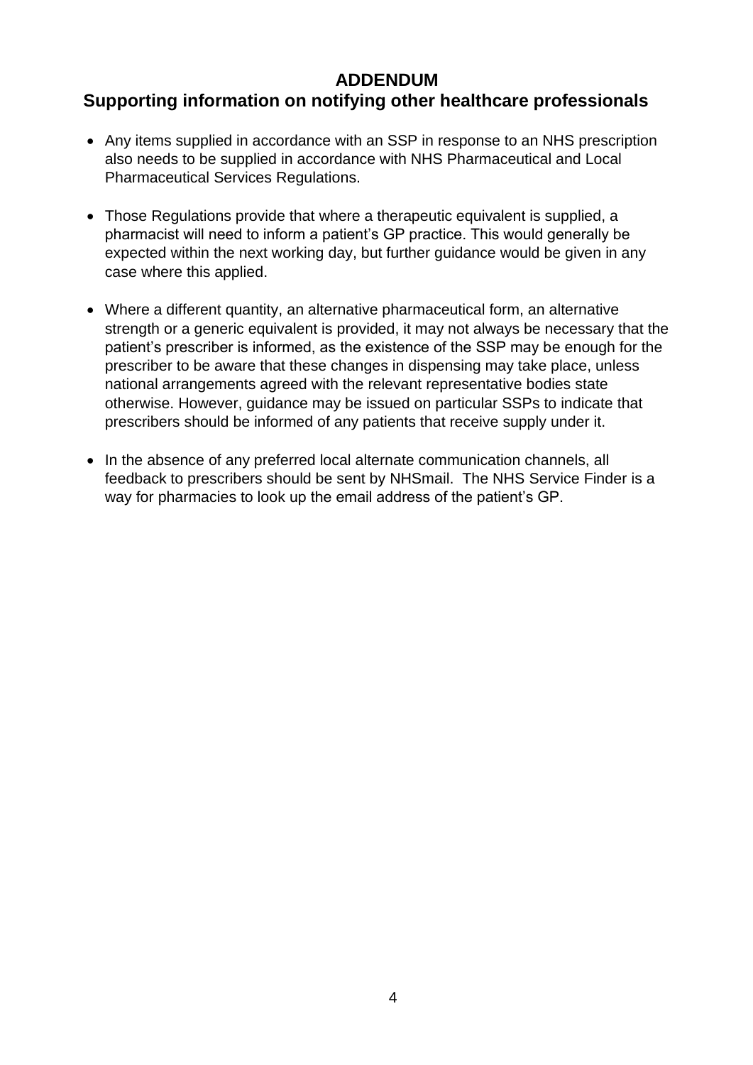# ADDENDUM

## Supporting information on notifying other healthcare professionals

- Any items supplied in accordance with an SSP in response to an NHS prescription also needs to be supplied in accordance with NHS Pharmaceutical and Local Pharmaceutical Services Regulations.

- Those Regulations provide that where a therapeutic equivalent is supplied, a pharmacist will need to inform a patient's GP practice. This would generally be expected within the next working day, but further guidance would be given in any case where this applied.

- Where a different quantity, an alternative pharmaceutical form, an alternative strength or a generic equivalent is provided, it may not always be necessary that the patient's prescriber is informed, as the existence of the SSP may be enough for the prescriber to be aware that these changes in dispensing may take place, unless national arrangements agreed with the relevant representative bodies state otherwise. However, guidance may be issued on particular SSPs to indicate that prescribers should be informed of any patients that receive supply under it.

- In the absence of any preferred local alternate communication channels, all feedback to prescribers should be sent by NHSmail. The NHS Service Finder is a way for pharmacies to look up the email address of the patient's GP.